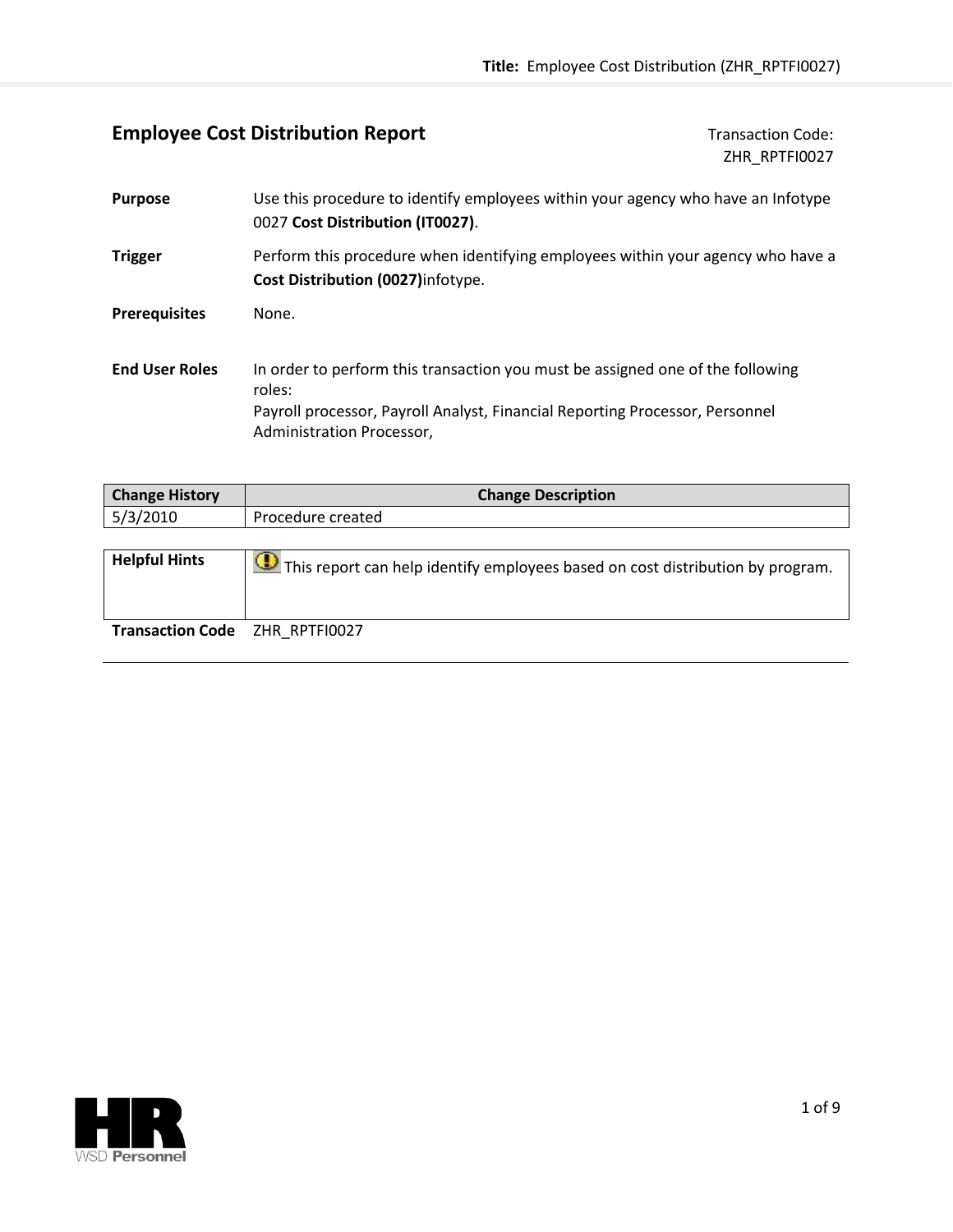# Employee Cost Distribution Report

Transaction Code: ZHR_RPTFI0027

**Purpose** Use this procedure to identify employees within your agency who have an Infotype 0027 **Cost Distribution (IT0027)**.

**Trigger** Perform this procedure when identifying employees within your agency who have a **Cost Distribution (0027)**infotype.

**Prerequisites** None.

**End User Roles** In order to perform this transaction you must be assigned one of the following roles:
Payroll processor, Payroll Analyst, Financial Reporting Processor, Personnel Administration Processor,

| Change History | Change Description |
|---|---|
| 5/3/2010 | Procedure created |

| Helpful Hints | This report can help identify employees based on cost distribution by program. |
|---|---|

**Transaction Code** ZHR_RPTFI0027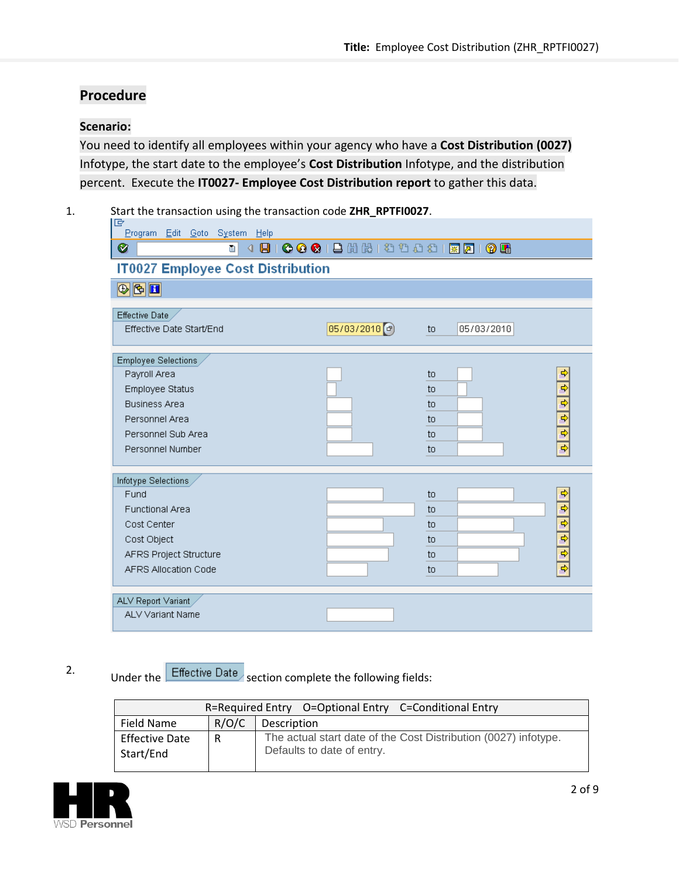## Procedure

**Scenario:**

You need to identify all employees within your agency who have a **Cost Distribution (0027)** Infotype, the start date to the employee's **Cost Distribution** Infotype, and the distribution percent. Execute the **IT0027- Employee Cost Distribution report** to gather this data.

1. Start the transaction using the transaction code **ZHR_RPTFI0027**.

2. Under the Effective Date section complete the following fields:

| R=Required Entry O=Optional Entry C=Conditional Entry | | |
|---|---|---|
| Field Name | R/O/C | Description |
| Effective Date Start/End | R | The actual start date of the Cost Distribution (0027) infotype. Defaults to date of entry. |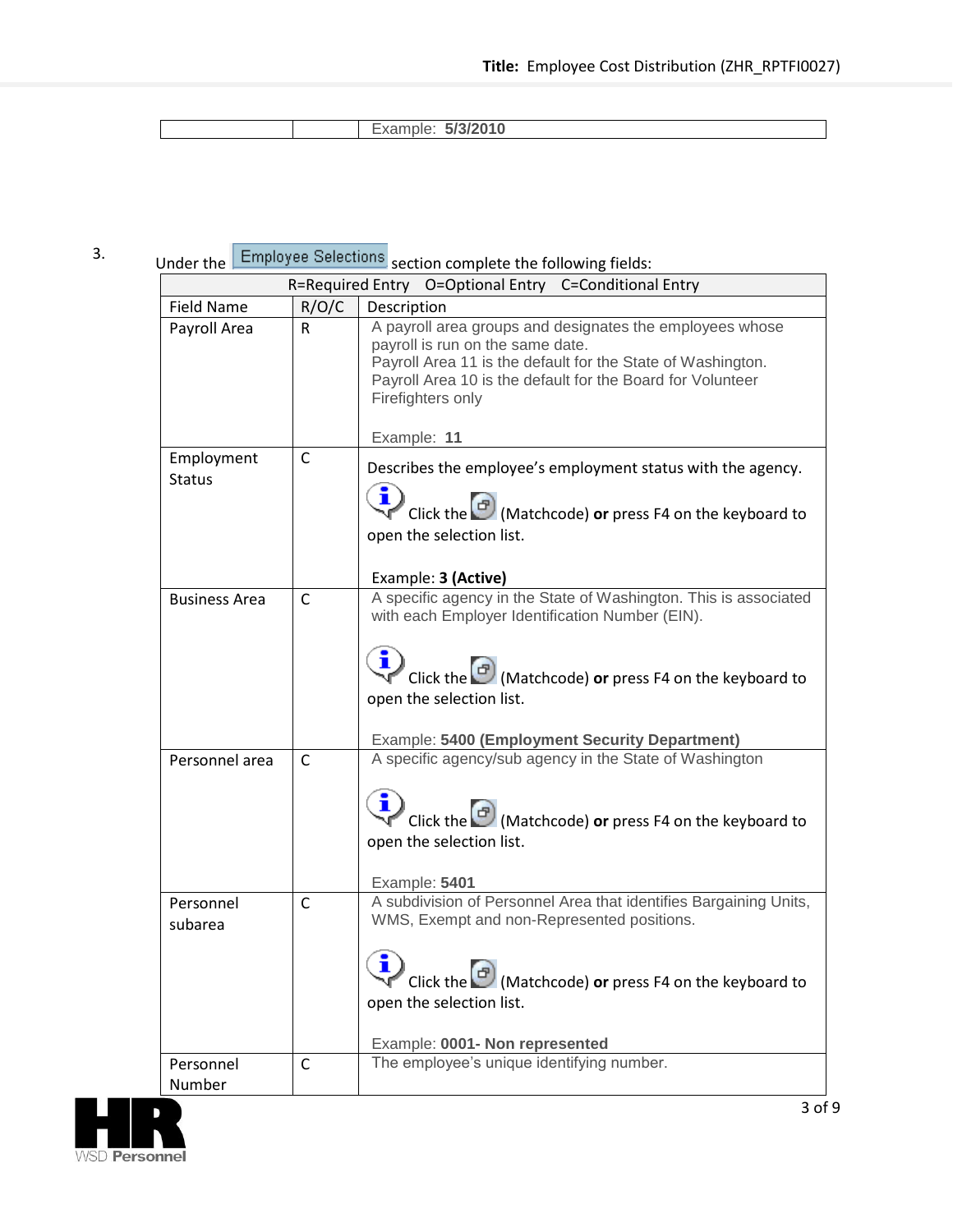| | | Example: **5/3/2010** |
|---|---|---|

3. Under the **Employee Selections** section complete the following fields:

| R=Required Entry O=Optional Entry C=Conditional Entry | | |
|---|---|---|
| Field Name | R/O/C | Description |
| Payroll Area | R | A payroll area groups and designates the employees whose payroll is run on the same date.<br>Payroll Area 11 is the default for the State of Washington.<br>Payroll Area 10 is the default for the Board for Volunteer Firefighters only<br><br>Example: **11** |
| Employment Status | C | Describes the employee's employment status with the agency.<br>Click the (Matchcode) **or** press F4 on the keyboard to open the selection list.<br><br>Example: **3 (Active)** |
| Business Area | C | A specific agency in the State of Washington. This is associated with each Employer Identification Number (EIN).<br>Click the (Matchcode) **or** press F4 on the keyboard to open the selection list.<br><br>Example: **5400 (Employment Security Department)** |
| Personnel area | C | A specific agency/sub agency in the State of Washington<br>Click the (Matchcode) **or** press F4 on the keyboard to open the selection list.<br><br>Example: **5401** |
| Personnel subarea | C | A subdivision of Personnel Area that identifies Bargaining Units, WMS, Exempt and non-Represented positions.<br>Click the (Matchcode) **or** press F4 on the keyboard to open the selection list.<br><br>Example: **0001- Non represented** |
| Personnel Number | C | The employee's unique identifying number. |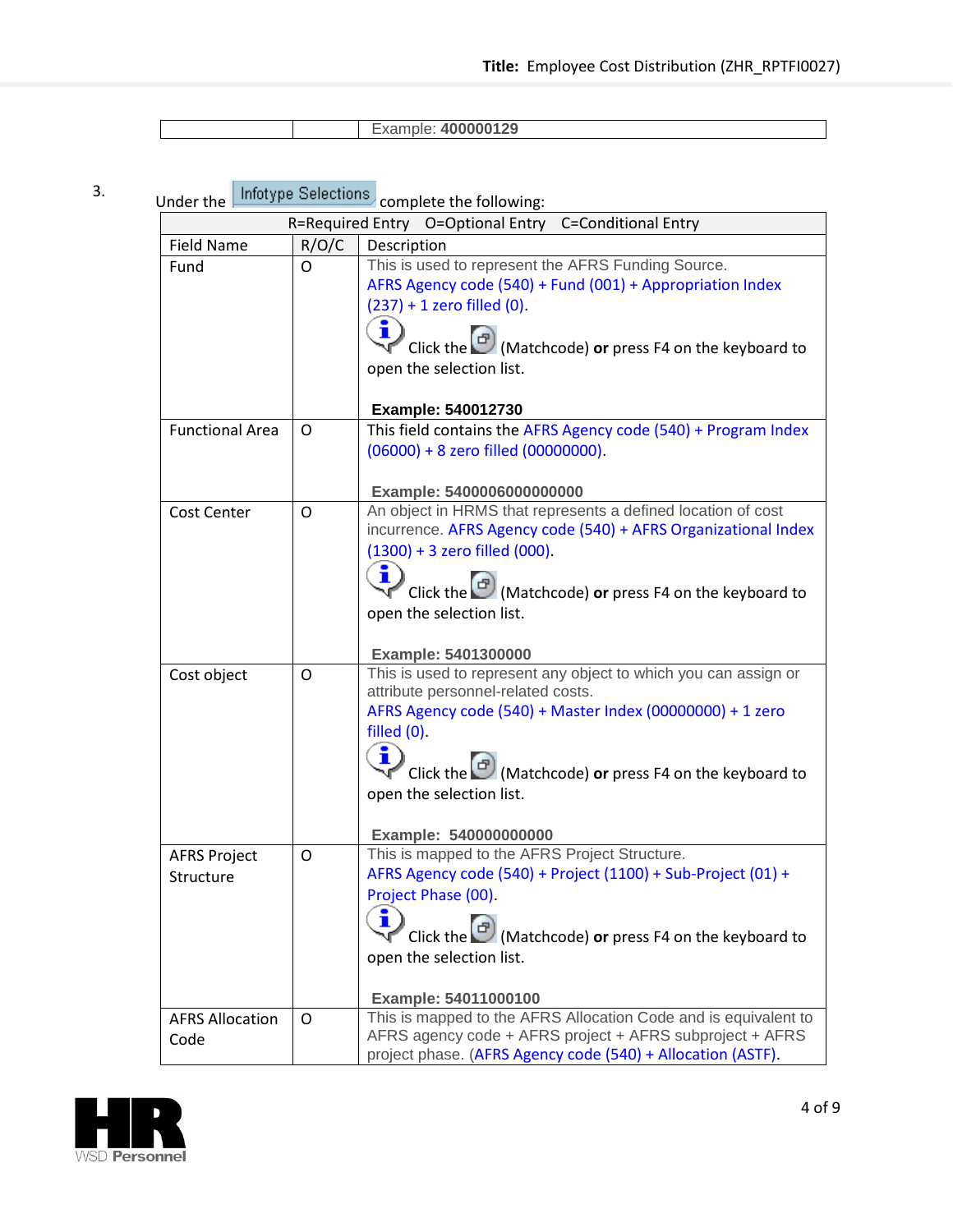| | | Example: **400000129** |
|---|---|---|

3. Under the **Infotype Selections** complete the following:

| R=Required Entry O=Optional Entry C=Conditional Entry | | |
|---|---|---|
| **Field Name** | **R/O/C** | **Description** |
| Fund | O | This is used to represent the AFRS Funding Source. AFRS Agency code (540) + Fund (001) + Appropriation Index (237) + 1 zero filled (0). Click the (Matchcode) **or** press F4 on the keyboard to open the selection list. **Example: 540012730** |
| Functional Area | O | This field contains the AFRS Agency code (540) + Program Index (06000) + 8 zero filled (00000000). **Example: 5400006000000000** |
| Cost Center | O | An object in HRMS that represents a defined location of cost incurrence. AFRS Agency code (540) + AFRS Organizational Index (1300) + 3 zero filled (000). Click the (Matchcode) **or** press F4 on the keyboard to open the selection list. **Example: 5401300000** |
| Cost object | O | This is used to represent any object to which you can assign or attribute personnel-related costs. AFRS Agency code (540) + Master Index (00000000) + 1 zero filled (0). Click the (Matchcode) **or** press F4 on the keyboard to open the selection list. **Example: 540000000000** |
| AFRS Project Structure | O | This is mapped to the AFRS Project Structure. AFRS Agency code (540) + Project (1100) + Sub-Project (01) + Project Phase (00). Click the (Matchcode) **or** press F4 on the keyboard to open the selection list. **Example: 54011000100** |
| AFRS Allocation Code | O | This is mapped to the AFRS Allocation Code and is equivalent to AFRS agency code + AFRS project + AFRS subproject + AFRS project phase. (AFRS Agency code (540) + Allocation (ASTF). |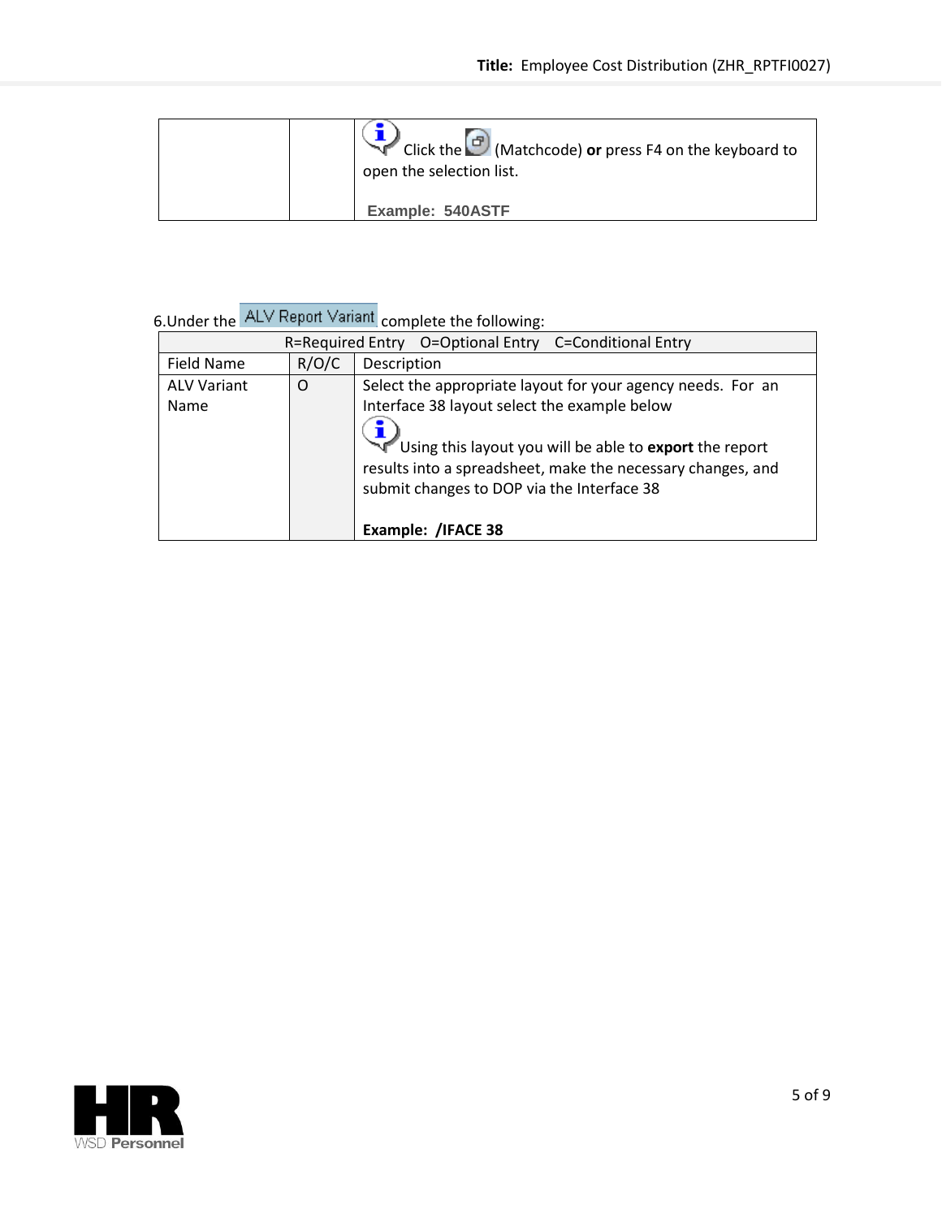| | | |
|---|---|---|
| | | Click the (Matchcode) **or** press F4 on the keyboard to open the selection list.<br><br>**Example: 540ASTF** |

6.Under the ALV Report Variant complete the following:

| R=Required Entry O=Optional Entry C=Conditional Entry | | |
|---|---|---|
| Field Name | R/O/C | Description |
| ALV Variant Name | O | Select the appropriate layout for your agency needs. For an Interface 38 layout select the example below<br><br>Using this layout you will be able to **export** the report results into a spreadsheet, make the necessary changes, and submit changes to DOP via the Interface 38<br><br>**Example: /IFACE 38** |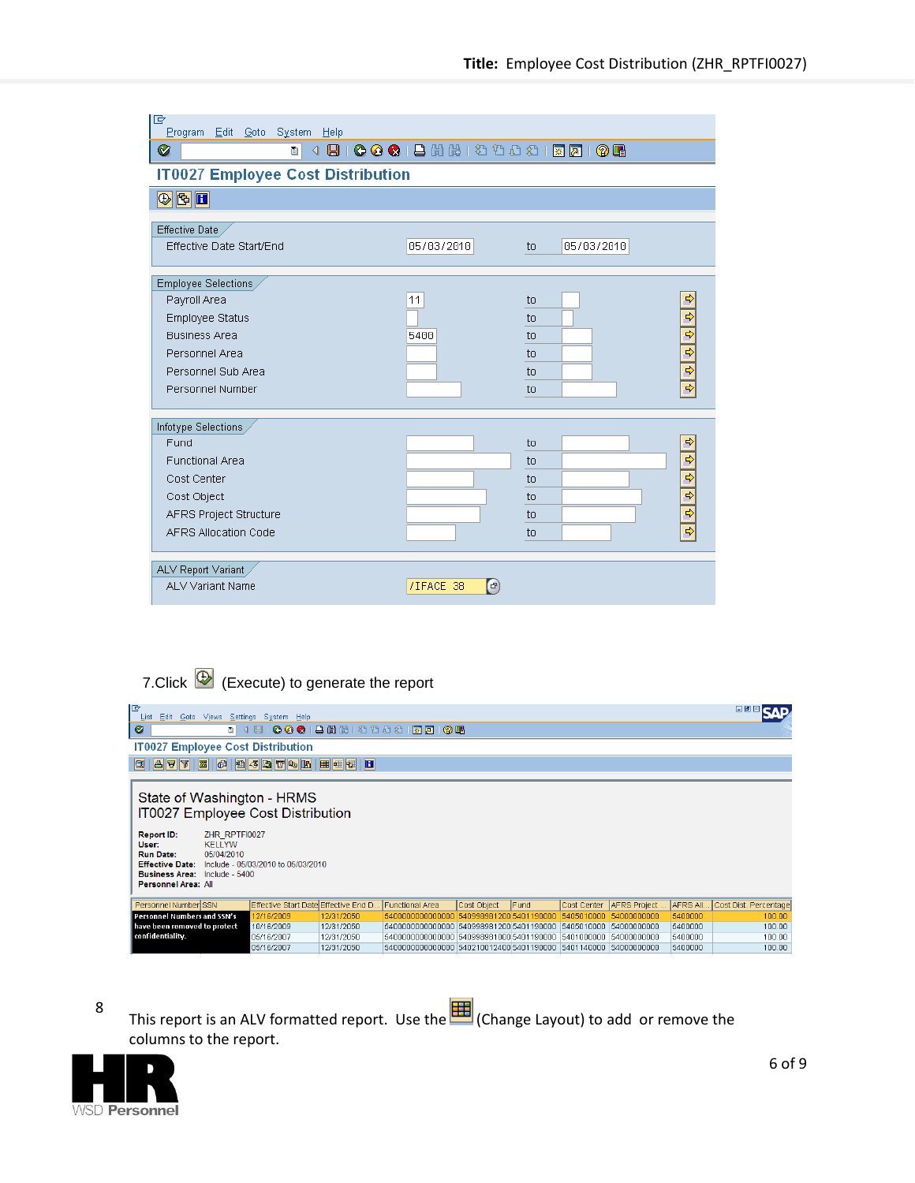Program Edit Goto System Help

## IT0027 Employee Cost Distribution

**Effective Date**

| | | | |
|---|---|---|---|
| Effective Date Start/End | 05/03/2010 | to | 05/03/2010 |

**Employee Selections**

| | | | |
|---|---|---|---|
| Payroll Area | 11 | to | |
| Employee Status | | to | |
| Business Area | 5400 | to | |
| Personnel Area | | to | |
| Personnel Sub Area | | to | |
| Personnel Number | | to | |

**Infotype Selections**

| | | | |
|---|---|---|---|
| Fund | | to | |
| Functional Area | | to | |
| Cost Center | | to | |
| Cost Object | | to | |
| AFRS Project Structure | | to | |
| AFRS Allocation Code | | to | |

**ALV Report Variant**

| | |
|---|---|
| ALV Variant Name | /IFACE 38 |

7.Click (Execute) to generate the report

List Edit Goto Views Settings System Help

IT0027 Employee Cost Distribution

State of Washington - HRMS
IT0027 Employee Cost Distribution

**Report ID:** ZHR_RPTFI0027
**User:** KELLYW
**Run Date:** 05/04/2010
**Effective Date:** Include - 05/03/2010 to 05/03/2010
**Business Area:** Include - 5400
**Personnel Area:** All

| Personnel Number | SSN | Effective Start Date | Effective End D.. | Functional Area | Cost Object | Fund | Cost Center | AFRS Project | AFRS All... | Cost Dist. Percentage |
|---|---|---|---|---|---|---|---|---|---|---|
| Personnel Numbers and SSN's have been removed to protect confidentiality. | | 12/16/2009 | 12/31/2050 | 5400000000000000 | 540999991200 | 5401190000 | 5405010000 | 54000000000 | 5400000 | 100.00 |
| | | 10/16/2009 | 12/31/2050 | 5400000000000000 | 540999991200 | 5401190000 | 5405010000 | 54000000000 | 5400000 | 100.00 |
| | | 05/16/2007 | 12/31/2050 | 5400000000000000 | 540999991000 | 5401190000 | 5401000000 | 54000000000 | 5400000 | 100.00 |
| | | 05/16/2007 | 12/31/2050 | 5400000000000000 | 540210012400 | 5401190000 | 5401140000 | 54000000000 | 5400000 | 100.00 |

8 This report is an ALV formatted report. Use the (Change Layout) to add or remove the columns to the report.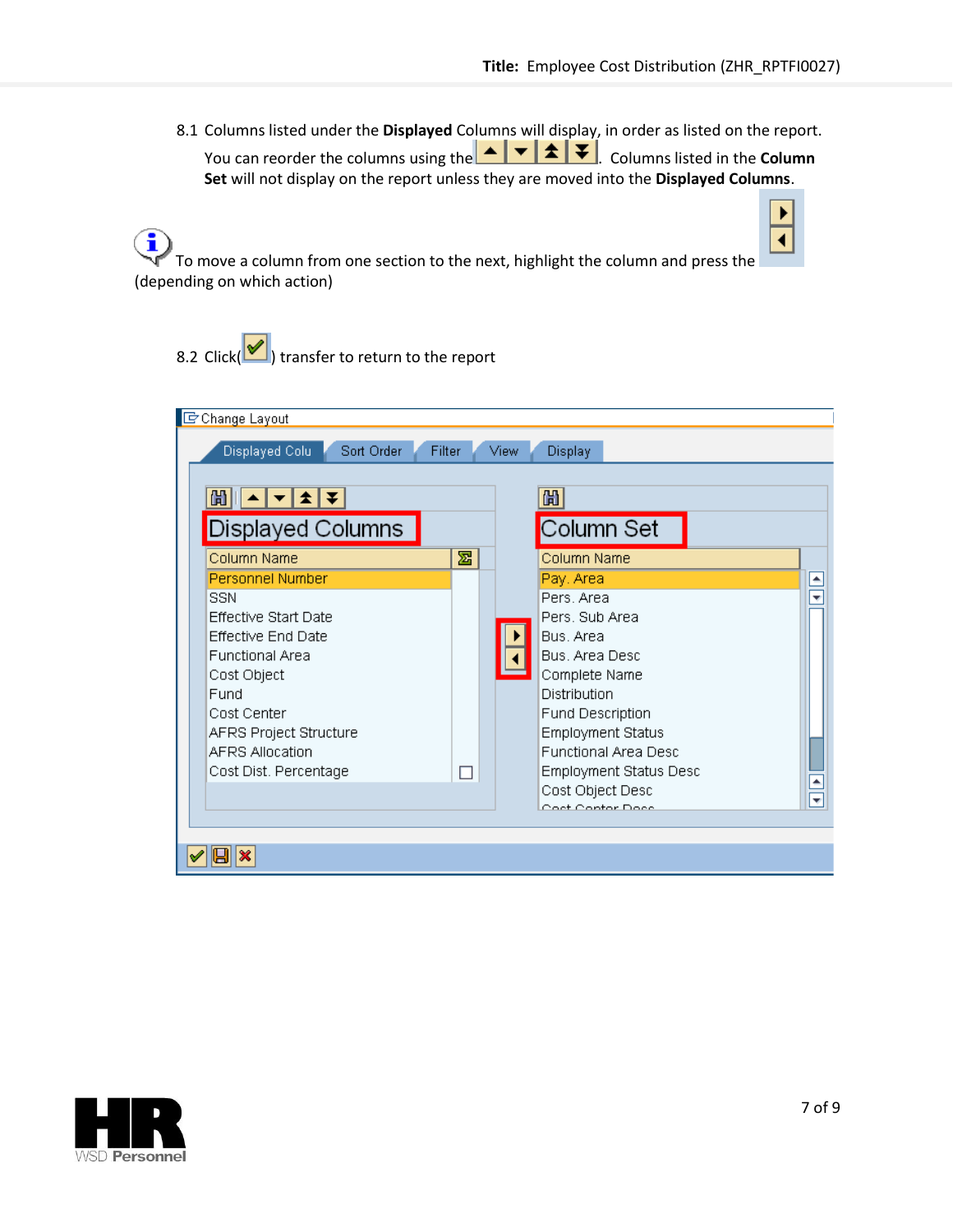8.1 Columns listed under the **Displayed** Columns will display, in order as listed on the report. You can reorder the columns using the . Columns listed in the **Column Set** will not display on the report unless they are moved into the **Displayed Columns**.

To move a column from one section to the next, highlight the column and press the (depending on which action)

8.2 Click() transfer to return to the report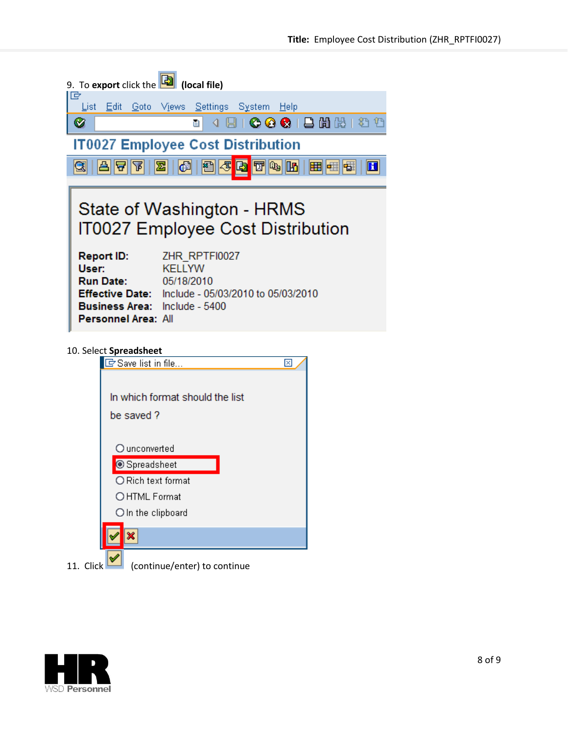9. To **export** click the **(local file)**

10. Select **Spreadsheet**

11. Click (continue/enter) to continue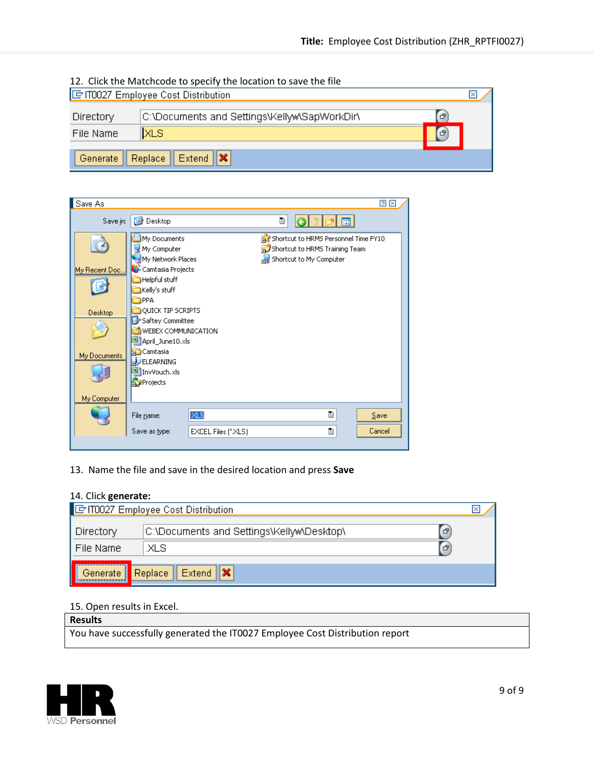12. Click the Matchcode to specify the location to save the file

13. Name the file and save in the desired location and press **Save**

14. Click **generate:**

15. Open results in Excel.

| **Results** |
|---|
| You have successfully generated the IT0027 Employee Cost Distribution report |